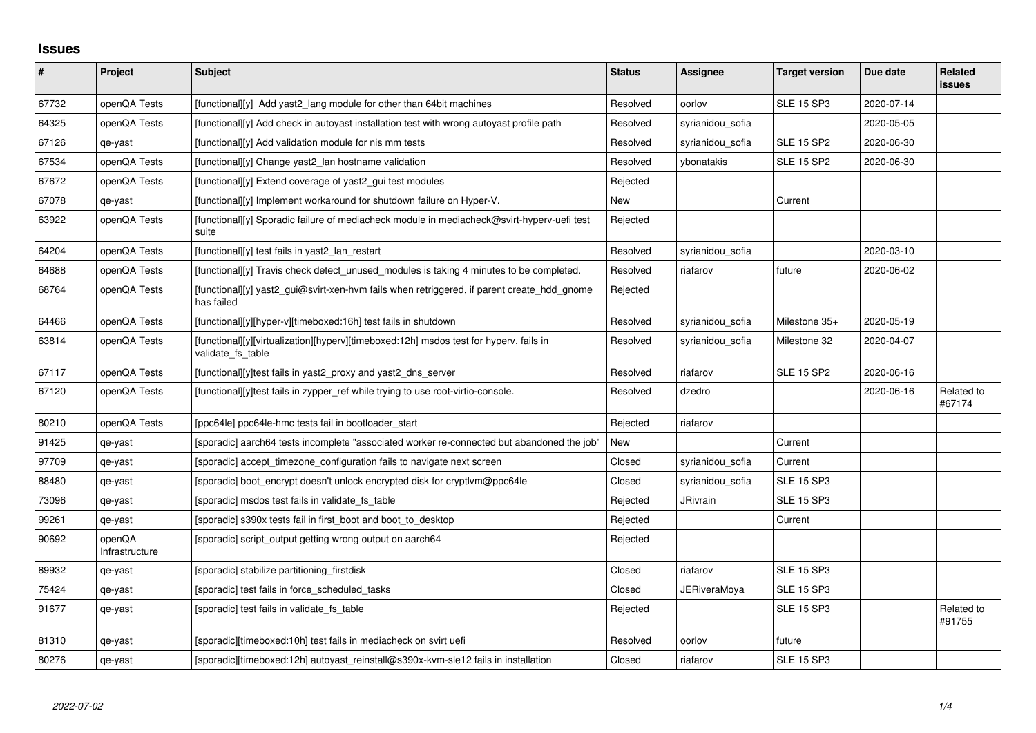# Issues

| # | Project | Subject | Status | Assignee | Target version | Due date | Related issues |
|---|---|---|---|---|---|---|---|
| 67732 | openQA Tests | [functional][y]  Add yast2_lang module for other than 64bit machines | Resolved | oorlov | SLE 15 SP3 | 2020-07-14 | |
| 64325 | openQA Tests | [functional][y] Add check in autoyast installation test with wrong autoyast profile path | Resolved | syrianidou_sofia | | 2020-05-05 | |
| 67126 | qe-yast | [functional][y] Add validation module for nis mm tests | Resolved | syrianidou_sofia | SLE 15 SP2 | 2020-06-30 | |
| 67534 | openQA Tests | [functional][y] Change yast2_lan hostname validation | Resolved | ybonatakis | SLE 15 SP2 | 2020-06-30 | |
| 67672 | openQA Tests | [functional][y] Extend coverage of yast2_gui test modules | Rejected | | | | |
| 67078 | qe-yast | [functional][y] Implement workaround for shutdown failure on Hyper-V. | New | | Current | | |
| 63922 | openQA Tests | [functional][y] Sporadic failure of mediacheck module in mediacheck@svirt-hyperv-uefi test suite | Rejected | | | | |
| 64204 | openQA Tests | [functional][y] test fails in yast2_lan_restart | Resolved | syrianidou_sofia | | 2020-03-10 | |
| 64688 | openQA Tests | [functional][y] Travis check detect_unused_modules is taking 4 minutes to be completed. | Resolved | riafarov | future | 2020-06-02 | |
| 68764 | openQA Tests | [functional][y] yast2_gui@svirt-xen-hvm fails when retriggered, if parent create_hdd_gnome has failed | Rejected | | | | |
| 64466 | openQA Tests | [functional][y][hyper-v][timeboxed:16h] test fails in shutdown | Resolved | syrianidou_sofia | Milestone 35+ | 2020-05-19 | |
| 63814 | openQA Tests | [functional][y][virtualization][hyperv][timeboxed:12h] msdos test for hyperv, fails in validate_fs_table | Resolved | syrianidou_sofia | Milestone 32 | 2020-04-07 | |
| 67117 | openQA Tests | [functional][y]test fails in yast2_proxy and yast2_dns_server | Resolved | riafarov | SLE 15 SP2 | 2020-06-16 | |
| 67120 | openQA Tests | [functional][y]test fails in zypper_ref while trying to use root-virtio-console. | Resolved | dzedro | | 2020-06-16 | Related to #67174 |
| 80210 | openQA Tests | [ppc64le] ppc64le-hmc tests fail in bootloader_start | Rejected | riafarov | | | |
| 91425 | qe-yast | [sporadic] aarch64 tests incomplete "associated worker re-connected but abandoned the job" | New | | Current | | |
| 97709 | qe-yast | [sporadic] accept_timezone_configuration fails to navigate next screen | Closed | syrianidou_sofia | Current | | |
| 88480 | qe-yast | [sporadic] boot_encrypt doesn't unlock encrypted disk for cryptlvm@ppc64le | Closed | syrianidou_sofia | SLE 15 SP3 | | |
| 73096 | qe-yast | [sporadic] msdos test fails in validate_fs_table | Rejected | JRivrain | SLE 15 SP3 | | |
| 99261 | qe-yast | [sporadic] s390x tests fail in first_boot and boot_to_desktop | Rejected | | Current | | |
| 90692 | openQA Infrastructure | [sporadic] script_output getting wrong output on aarch64 | Rejected | | | | |
| 89932 | qe-yast | [sporadic] stabilize partitioning_firstdisk | Closed | riafarov | SLE 15 SP3 | | |
| 75424 | qe-yast | [sporadic] test fails in force_scheduled_tasks | Closed | JERiveraMoya | SLE 15 SP3 | | |
| 91677 | qe-yast | [sporadic] test fails in validate_fs_table | Rejected | | SLE 15 SP3 | | Related to #91755 |
| 81310 | qe-yast | [sporadic][timeboxed:10h] test fails in mediacheck on svirt uefi | Resolved | oorlov | future | | |
| 80276 | qe-yast | [sporadic][timeboxed:12h] autoyast_reinstall@s390x-kvm-sle12 fails in installation | Closed | riafarov | SLE 15 SP3 | | |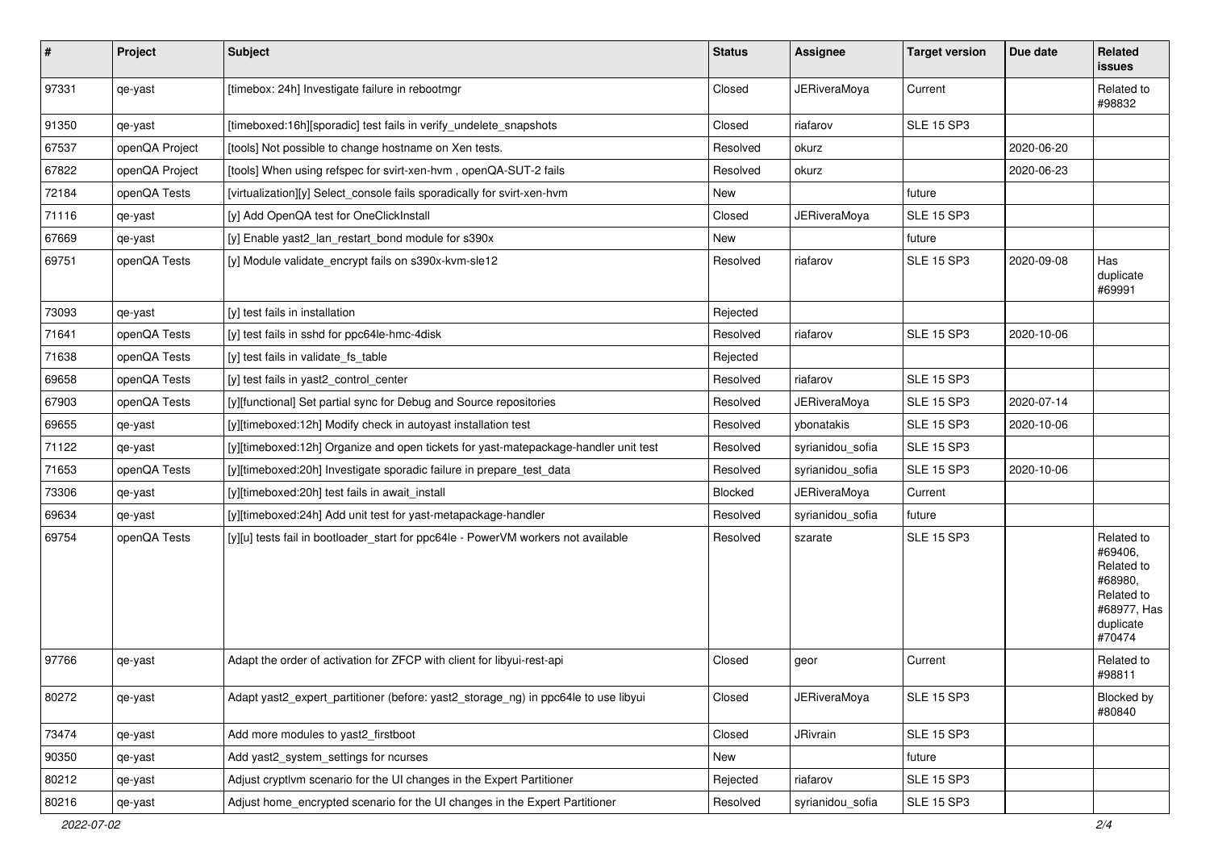| # | Project | Subject | Status | Assignee | Target version | Due date | Related issues |
|---|---|---|---|---|---|---|---|
| 97331 | qe-yast | [timebox: 24h] Investigate failure in rebootmgr | Closed | JERiveraMoya | Current | | Related to #98832 |
| 91350 | qe-yast | [timeboxed:16h][sporadic] test fails in verify_undelete_snapshots | Closed | riafarov | SLE 15 SP3 | | |
| 67537 | openQA Project | [tools] Not possible to change hostname on Xen tests. | Resolved | okurz | | 2020-06-20 | |
| 67822 | openQA Project | [tools] When using refspec for svirt-xen-hvm , openQA-SUT-2 fails | Resolved | okurz | | 2020-06-23 | |
| 72184 | openQA Tests | [virtualization][y] Select_console fails sporadically for svirt-xen-hvm | New | | future | | |
| 71116 | qe-yast | [y] Add OpenQA test for OneClickInstall | Closed | JERiveraMoya | SLE 15 SP3 | | |
| 67669 | qe-yast | [y] Enable yast2_lan_restart_bond module for s390x | New | | future | | |
| 69751 | openQA Tests | [y] Module validate_encrypt fails on s390x-kvm-sle12 | Resolved | riafarov | SLE 15 SP3 | 2020-09-08 | Has duplicate #69991 |
| 73093 | qe-yast | [y] test fails in installation | Rejected | | | | |
| 71641 | openQA Tests | [y] test fails in sshd for ppc64le-hmc-4disk | Resolved | riafarov | SLE 15 SP3 | 2020-10-06 | |
| 71638 | openQA Tests | [y] test fails in validate_fs_table | Rejected | | | | |
| 69658 | openQA Tests | [y] test fails in yast2_control_center | Resolved | riafarov | SLE 15 SP3 | | |
| 67903 | openQA Tests | [y][functional] Set partial sync for Debug and Source repositories | Resolved | JERiveraMoya | SLE 15 SP3 | 2020-07-14 | |
| 69655 | qe-yast | [y][timeboxed:12h] Modify check in autoyast installation test | Resolved | ybonatakis | SLE 15 SP3 | 2020-10-06 | |
| 71122 | qe-yast | [y][timeboxed:12h] Organize and open tickets for yast-matepackage-handler unit test | Resolved | syrianidou_sofia | SLE 15 SP3 | | |
| 71653 | openQA Tests | [y][timeboxed:20h] Investigate sporadic failure in prepare_test_data | Resolved | syrianidou_sofia | SLE 15 SP3 | 2020-10-06 | |
| 73306 | qe-yast | [y][timeboxed:20h] test fails in await_install | Blocked | JERiveraMoya | Current | | |
| 69634 | qe-yast | [y][timeboxed:24h] Add unit test for yast-metapackage-handler | Resolved | syrianidou_sofia | future | | |
| 69754 | openQA Tests | [y][u] tests fail in bootloader_start for ppc64le - PowerVM workers not available | Resolved | szarate | SLE 15 SP3 | | Related to #69406, Related to #68980, Related to #68977, Has duplicate #70474 |
| 97766 | qe-yast | Adapt the order of activation for ZFCP with client for libyui-rest-api | Closed | geor | Current | | Related to #98811 |
| 80272 | qe-yast | Adapt yast2_expert_partitioner (before: yast2_storage_ng) in ppc64le to use libyui | Closed | JERiveraMoya | SLE 15 SP3 | | Blocked by #80840 |
| 73474 | qe-yast | Add more modules to yast2_firstboot | Closed | JRivrain | SLE 15 SP3 | | |
| 90350 | qe-yast | Add yast2_system_settings for ncurses | New | | future | | |
| 80212 | qe-yast | Adjust cryptlvm scenario for the UI changes in the Expert Partitioner | Rejected | riafarov | SLE 15 SP3 | | |
| 80216 | qe-yast | Adjust home_encrypted scenario for the UI changes in the Expert Partitioner | Resolved | syrianidou_sofia | SLE 15 SP3 | | |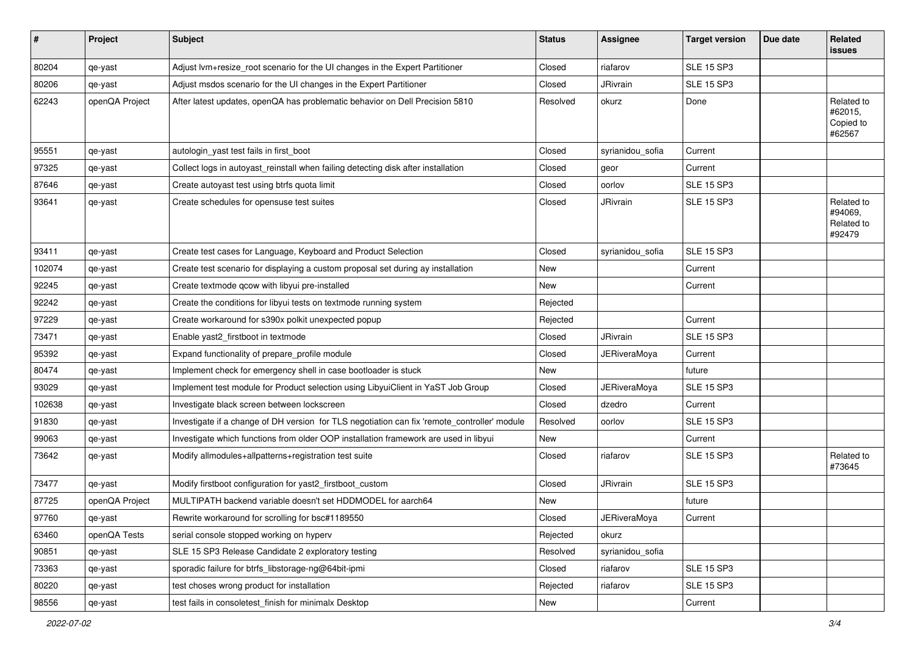| # | Project | Subject | Status | Assignee | Target version | Due date | Related issues |
|---|---|---|---|---|---|---|---|
| 80204 | qe-yast | Adjust lvm+resize_root scenario for the UI changes in the Expert Partitioner | Closed | riafarov | SLE 15 SP3 | | |
| 80206 | qe-yast | Adjust msdos scenario for the UI changes in the Expert Partitioner | Closed | JRivrain | SLE 15 SP3 | | |
| 62243 | openQA Project | After latest updates, openQA has problematic behavior on Dell Precision 5810 | Resolved | okurz | Done | | Related to #62015, Copied to #62567 |
| 95551 | qe-yast | autologin_yast test fails in first_boot | Closed | syrianidou_sofia | Current | | |
| 97325 | qe-yast | Collect logs in autoyast_reinstall when failing detecting disk after installation | Closed | geor | Current | | |
| 87646 | qe-yast | Create autoyast test using btrfs quota limit | Closed | oorlov | SLE 15 SP3 | | |
| 93641 | qe-yast | Create schedules for opensuse test suites | Closed | JRivrain | SLE 15 SP3 | | Related to #94069, Related to #92479 |
| 93411 | qe-yast | Create test cases for Language, Keyboard and Product Selection | Closed | syrianidou_sofia | SLE 15 SP3 | | |
| 102074 | qe-yast | Create test scenario for displaying a custom proposal set during ay installation | New | | Current | | |
| 92245 | qe-yast | Create textmode qcow with libyui pre-installed | New | | Current | | |
| 92242 | qe-yast | Create the conditions for libyui tests on textmode running system | Rejected | | | | |
| 97229 | qe-yast | Create workaround for s390x polkit unexpected popup | Rejected | | Current | | |
| 73471 | qe-yast | Enable yast2_firstboot in textmode | Closed | JRivrain | SLE 15 SP3 | | |
| 95392 | qe-yast | Expand functionality of prepare_profile module | Closed | JERiveraMoya | Current | | |
| 80474 | qe-yast | Implement check for emergency shell in case bootloader is stuck | New | | future | | |
| 93029 | qe-yast | Implement test module for Product selection using LibyuiClient in YaST Job Group | Closed | JERiveraMoya | SLE 15 SP3 | | |
| 102638 | qe-yast | Investigate black screen between lockscreen | Closed | dzedro | Current | | |
| 91830 | qe-yast | Investigate if a change of DH version for TLS negotiation can fix 'remote_controller' module | Resolved | oorlov | SLE 15 SP3 | | |
| 99063 | qe-yast | Investigate which functions from older OOP installation framework are used in libyui | New | | Current | | |
| 73642 | qe-yast | Modify allmodules+allpatterns+registration test suite | Closed | riafarov | SLE 15 SP3 | | Related to #73645 |
| 73477 | qe-yast | Modify firstboot configuration for yast2_firstboot_custom | Closed | JRivrain | SLE 15 SP3 | | |
| 87725 | openQA Project | MULTIPATH backend variable doesn't set HDDMODEL for aarch64 | New | | future | | |
| 97760 | qe-yast | Rewrite workaround for scrolling for bsc#1189550 | Closed | JERiveraMoya | Current | | |
| 63460 | openQA Tests | serial console stopped working on hyperv | Rejected | okurz | | | |
| 90851 | qe-yast | SLE 15 SP3 Release Candidate 2 exploratory testing | Resolved | syrianidou_sofia | | | |
| 73363 | qe-yast | sporadic failure for btrfs_libstorage-ng@64bit-ipmi | Closed | riafarov | SLE 15 SP3 | | |
| 80220 | qe-yast | test choses wrong product for installation | Rejected | riafarov | SLE 15 SP3 | | |
| 98556 | qe-yast | test fails in consoletest_finish for minimalx Desktop | New | | Current | | |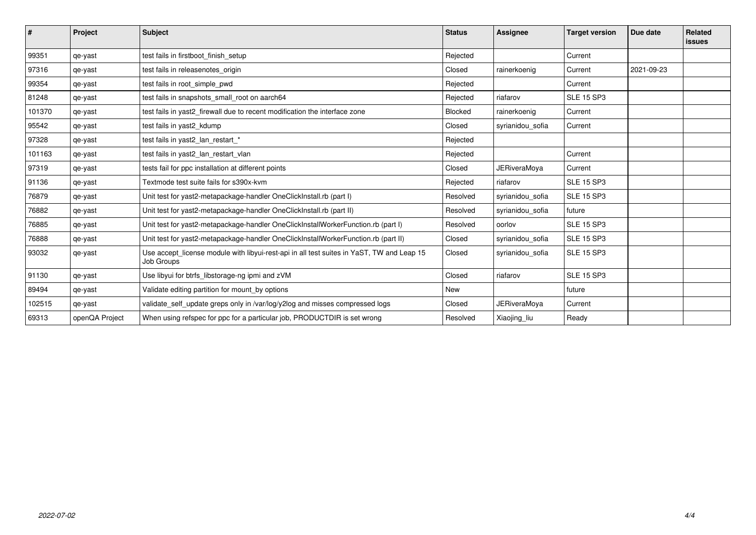| # | Project | Subject | Status | Assignee | Target version | Due date | Related issues |
|---|---|---|---|---|---|---|---|
| 99351 | qe-yast | test fails in firstboot_finish_setup | Rejected | | Current | | |
| 97316 | qe-yast | test fails in releasenotes_origin | Closed | rainerkoenig | Current | 2021-09-23 | |
| 99354 | qe-yast | test fails in root_simple_pwd | Rejected | | Current | | |
| 81248 | qe-yast | test fails in snapshots_small_root on aarch64 | Rejected | riafarov | SLE 15 SP3 | | |
| 101370 | qe-yast | test fails in yast2_firewall due to recent modification the interface zone | Blocked | rainerkoenig | Current | | |
| 95542 | qe-yast | test fails in yast2_kdump | Closed | syrianidou_sofia | Current | | |
| 97328 | qe-yast | test fails in yast2_lan_restart_* | Rejected | | | | |
| 101163 | qe-yast | test fails in yast2_lan_restart_vlan | Rejected | | Current | | |
| 97319 | qe-yast | tests fail for ppc installation at different points | Closed | JERiveraMoya | Current | | |
| 91136 | qe-yast | Textmode test suite fails for s390x-kvm | Rejected | riafarov | SLE 15 SP3 | | |
| 76879 | qe-yast | Unit test for yast2-metapackage-handler OneClickInstall.rb (part I) | Resolved | syrianidou_sofia | SLE 15 SP3 | | |
| 76882 | qe-yast | Unit test for yast2-metapackage-handler OneClickInstall.rb (part II) | Resolved | syrianidou_sofia | future | | |
| 76885 | qe-yast | Unit test for yast2-metapackage-handler OneClickInstallWorkerFunction.rb (part I) | Resolved | oorlov | SLE 15 SP3 | | |
| 76888 | qe-yast | Unit test for yast2-metapackage-handler OneClickInstallWorkerFunction.rb (part II) | Closed | syrianidou_sofia | SLE 15 SP3 | | |
| 93032 | qe-yast | Use accept_license module with libyui-rest-api in all test suites in YaST, TW and Leap 15 Job Groups | Closed | syrianidou_sofia | SLE 15 SP3 | | |
| 91130 | qe-yast | Use libyui for btrfs_libstorage-ng ipmi and zVM | Closed | riafarov | SLE 15 SP3 | | |
| 89494 | qe-yast | Validate editing partition for mount_by options | New | | future | | |
| 102515 | qe-yast | validate_self_update greps only in /var/log/y2log and misses compressed logs | Closed | JERiveraMoya | Current | | |
| 69313 | openQA Project | When using refspec for ppc for a particular job, PRODUCTDIR is set wrong | Resolved | Xiaojing_liu | Ready | | |